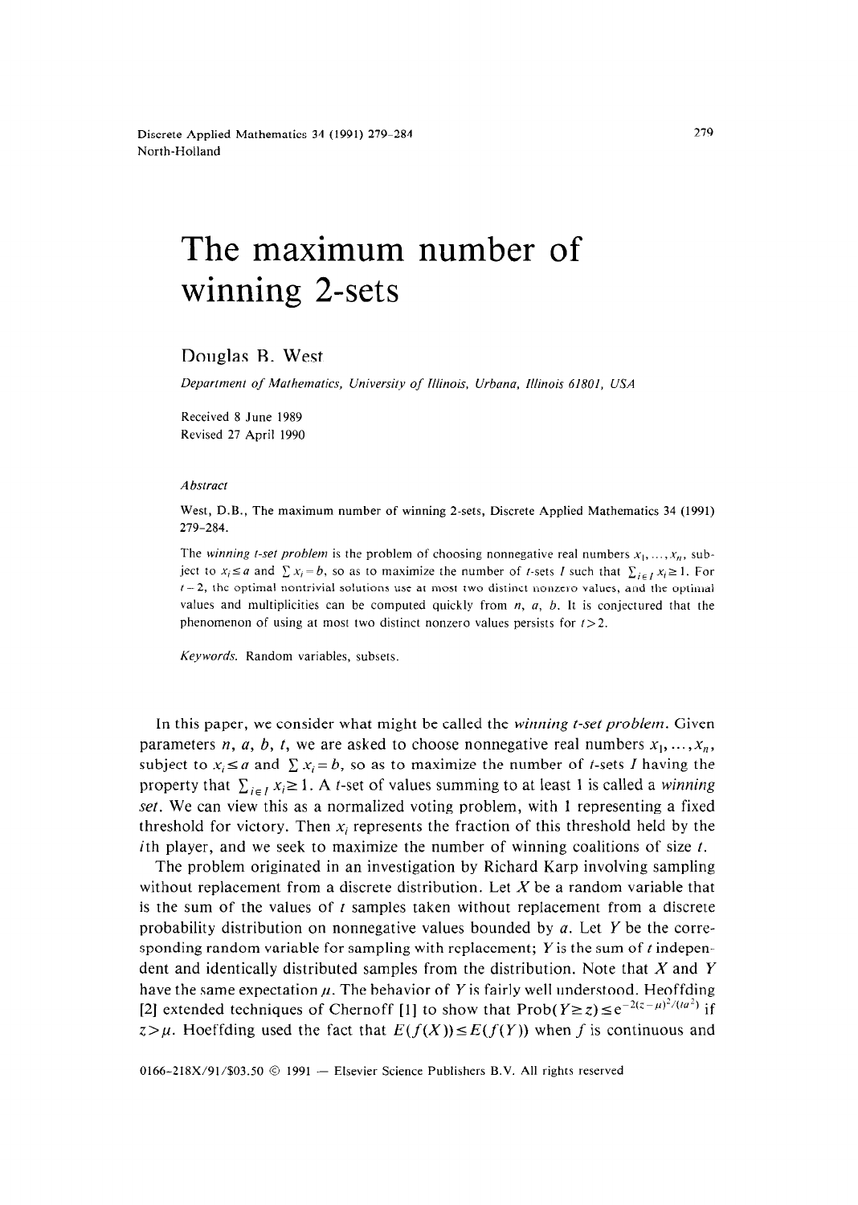# The maximum number of winning 2-sets

Douglas B. West

*Department of Mathematics, University of Illinois, Urbana, Illinois 61801, USA*

Received 8 June 1989
Revised 27 April 1990

*Abstract*

West, D.B., The maximum number of winning 2-sets, Discrete Applied Mathematics 34 (1991) 279–284.

The *winning t-set problem* is the problem of choosing nonnegative real numbers $x_1, \ldots, x_n$, subject to $x_i \leq a$ and $\sum x_i = b$, so as to maximize the number of $t$-sets $I$ such that $\sum_{i \in I} x_i \geq 1$. For $t=2$, the optimal nontrivial solutions use at most two distinct nonzero values, and the optimal values and multiplicities can be computed quickly from $n$, $a$, $b$. It is conjectured that the phenomenon of using at most two distinct nonzero values persists for $t > 2$.

*Keywords.* Random variables, subsets.

In this paper, we consider what might be called the *winning t-set problem*. Given parameters $n$, $a$, $b$, $t$, we are asked to choose nonnegative real numbers $x_1, \ldots, x_n$, subject to $x_i \leq a$ and $\sum x_i = b$, so as to maximize the number of $t$-sets $I$ having the property that $\sum_{i \in I} x_i \geq 1$. A $t$-set of values summing to at least 1 is called a *winning set*. We can view this as a normalized voting problem, with 1 representing a fixed threshold for victory. Then $x_i$ represents the fraction of this threshold held by the $i$th player, and we seek to maximize the number of winning coalitions of size $t$.

The problem originated in an investigation by Richard Karp involving sampling without replacement from a discrete distribution. Let $X$ be a random variable that is the sum of the values of $t$ samples taken without replacement from a discrete probability distribution on nonnegative values bounded by $a$. Let $Y$ be the corresponding random variable for sampling with replacement; $Y$ is the sum of $t$ independent and identically distributed samples from the distribution. Note that $X$ and $Y$ have the same expectation $\mu$. The behavior of $Y$ is fairly well understood. Hoeffding [2] extended techniques of Chernoff [1] to show that $\text{Prob}(Y \geq z) \leq e^{-2(z-\mu)^2/(ta^2)}$ if $z > \mu$. Hoeffding used the fact that $E(f(X)) \leq E(f(Y))$ when $f$ is continuous and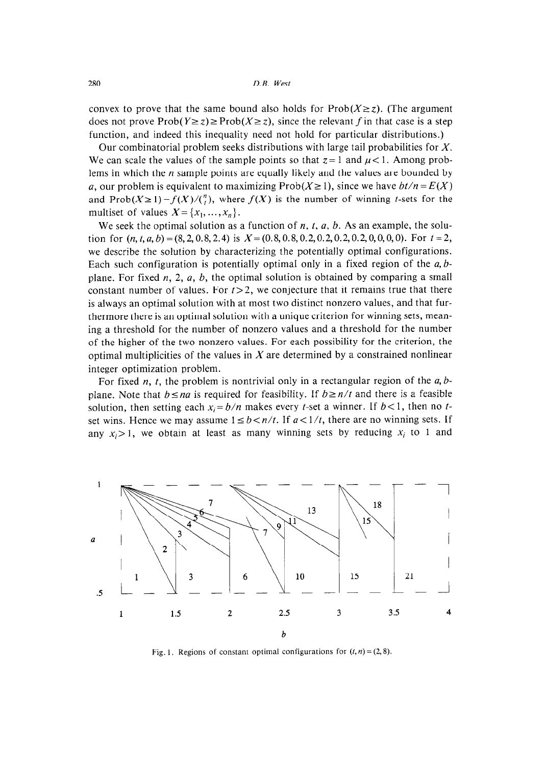convex to prove that the same bound also holds for $\text{Prob}(X \geq z)$. (The argument does not prove $\text{Prob}(Y \geq z) \geq \text{Prob}(X \geq z)$, since the relevant $f$ in that case is a step function, and indeed this inequality need not hold for particular distributions.)

Our combinatorial problem seeks distributions with large tail probabilities for $X$. We can scale the values of the sample points so that $z = 1$ and $\mu < 1$. Among problems in which the $n$ sample points are equally likely and the values are bounded by $a$, our problem is equivalent to maximizing $\text{Prob}(X \geq 1)$, since we have $bt/n = E(X)$ and $\text{Prob}(X \geq 1) - f(X)/\binom{n}{t}$, where $f(X)$ is the number of winning $t$-sets for the multiset of values $X = \{x_1, \ldots, x_n\}$.

We seek the optimal solution as a function of $n$, $t$, $a$, $b$. As an example, the solution for $(n, t, a, b) = (8, 2, 0.8, 2.4)$ is $X = (0.8, 0.8, 0.2, 0.2, 0.2, 0.2, 0, 0, 0, 0)$. For $t = 2$, we describe the solution by characterizing the potentially optimal configurations. Each such configuration is potentially optimal only in a fixed region of the $a, b$-plane. For fixed $n$, 2, $a$, $b$, the optimal solution is obtained by comparing a small constant number of values. For $t > 2$, we conjecture that it remains true that there is always an optimal solution with at most two distinct nonzero values, and that furthermore there is an optimal solution with a unique criterion for winning sets, meaning a threshold for the number of nonzero values and a threshold for the number of the higher of the two nonzero values. For each possibility for the criterion, the optimal multiplicities of the values in $X$ are determined by a constrained nonlinear integer optimization problem.

For fixed $n$, $t$, the problem is nontrivial only in a rectangular region of the $a, b$-plane. Note that $b \leq na$ is required for feasibility. If $b \geq n/t$ and there is a feasible solution, then setting each $x_i = b/n$ makes every $t$-set a winner. If $b < 1$, then no $t$-set wins. Hence we may assume $1 \leq b < n/t$. If $a < 1/t$, there are no winning sets. If any $x_i > 1$, we obtain at least as many winning sets by reducing $x_i$ to 1 and

Fig. 1. Regions of constant optimal configurations for $(t, n) = (2, 8)$.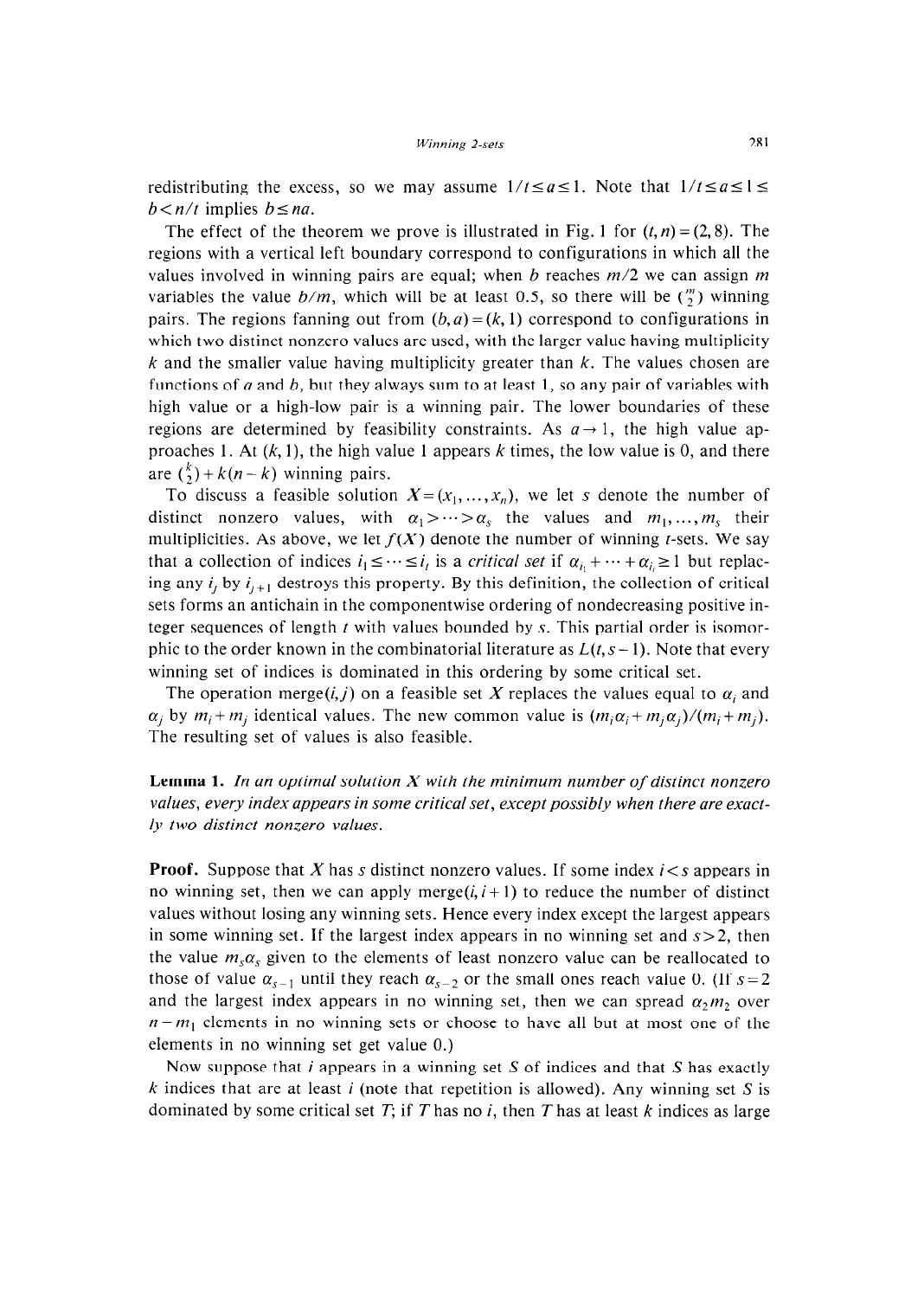redistributing the excess, so we may assume $1/t \leq a \leq 1$. Note that $1/t \leq a \leq 1 \leq b < n/t$ implies $b \leq na$.

The effect of the theorem we prove is illustrated in Fig. 1 for $(t,n) = (2,8)$. The regions with a vertical left boundary correspond to configurations in which all the values involved in winning pairs are equal; when $b$ reaches $m/2$ we can assign $m$ variables the value $b/m$, which will be at least 0.5, so there will be $\binom{m}{2}$ winning pairs. The regions fanning out from $(b,a) = (k,1)$ correspond to configurations in which two distinct nonzero values are used, with the larger value having multiplicity $k$ and the smaller value having multiplicity greater than $k$. The values chosen are functions of $a$ and $b$, but they always sum to at least 1, so any pair of variables with high value or a high-low pair is a winning pair. The lower boundaries of these regions are determined by feasibility constraints. As $a \to 1$, the high value approaches 1. At $(k,1)$, the high value 1 appears $k$ times, the low value is 0, and there are $\binom{k}{2} + k(n-k)$ winning pairs.

To discuss a feasible solution $X = (x_1, \ldots, x_n)$, we let $s$ denote the number of distinct nonzero values, with $\alpha_1 > \cdots > \alpha_s$ the values and $m_1, \ldots, m_s$ their multiplicities. As above, we let $f(X)$ denote the number of winning $t$-sets. We say that a collection of indices $i_1 \leq \cdots \leq i_t$ is a *critical set* if $\alpha_{i_1} + \cdots + \alpha_{i_t} \geq 1$ but replacing any $i_j$ by $i_{j+1}$ destroys this property. By this definition, the collection of critical sets forms an antichain in the componentwise ordering of nondecreasing positive integer sequences of length $t$ with values bounded by $s$. This partial order is isomorphic to the order known in the combinatorial literature as $L(t, s-1)$. Note that every winning set of indices is dominated in this ordering by some critical set.

The operation merge$(i,j)$ on a feasible set $X$ replaces the values equal to $\alpha_i$ and $\alpha_j$ by $m_i + m_j$ identical values. The new common value is $(m_i\alpha_i + m_j\alpha_j)/(m_i + m_j)$. The resulting set of values is also feasible.

**Lemma 1.** *In an optimal solution $X$ with the minimum number of distinct nonzero values, every index appears in some critical set, except possibly when there are exactly two distinct nonzero values.*

**Proof.** Suppose that $X$ has $s$ distinct nonzero values. If some index $i < s$ appears in no winning set, then we can apply merge$(i, i+1)$ to reduce the number of distinct values without losing any winning sets. Hence every index except the largest appears in some winning set. If the largest index appears in no winning set and $s > 2$, then the value $m_s\alpha_s$ given to the elements of least nonzero value can be reallocated to those of value $\alpha_{s-1}$ until they reach $\alpha_{s-2}$ or the small ones reach value 0. (If $s = 2$ and the largest index appears in no winning set, then we can spread $\alpha_2 m_2$ over $n - m_1$ elements in no winning sets or choose to have all but at most one of the elements in no winning set get value 0.)

Now suppose that $i$ appears in a winning set $S$ of indices and that $S$ has exactly $k$ indices that are at least $i$ (note that repetition is allowed). Any winning set $S$ is dominated by some critical set $T$; if $T$ has no $i$, then $T$ has at least $k$ indices as large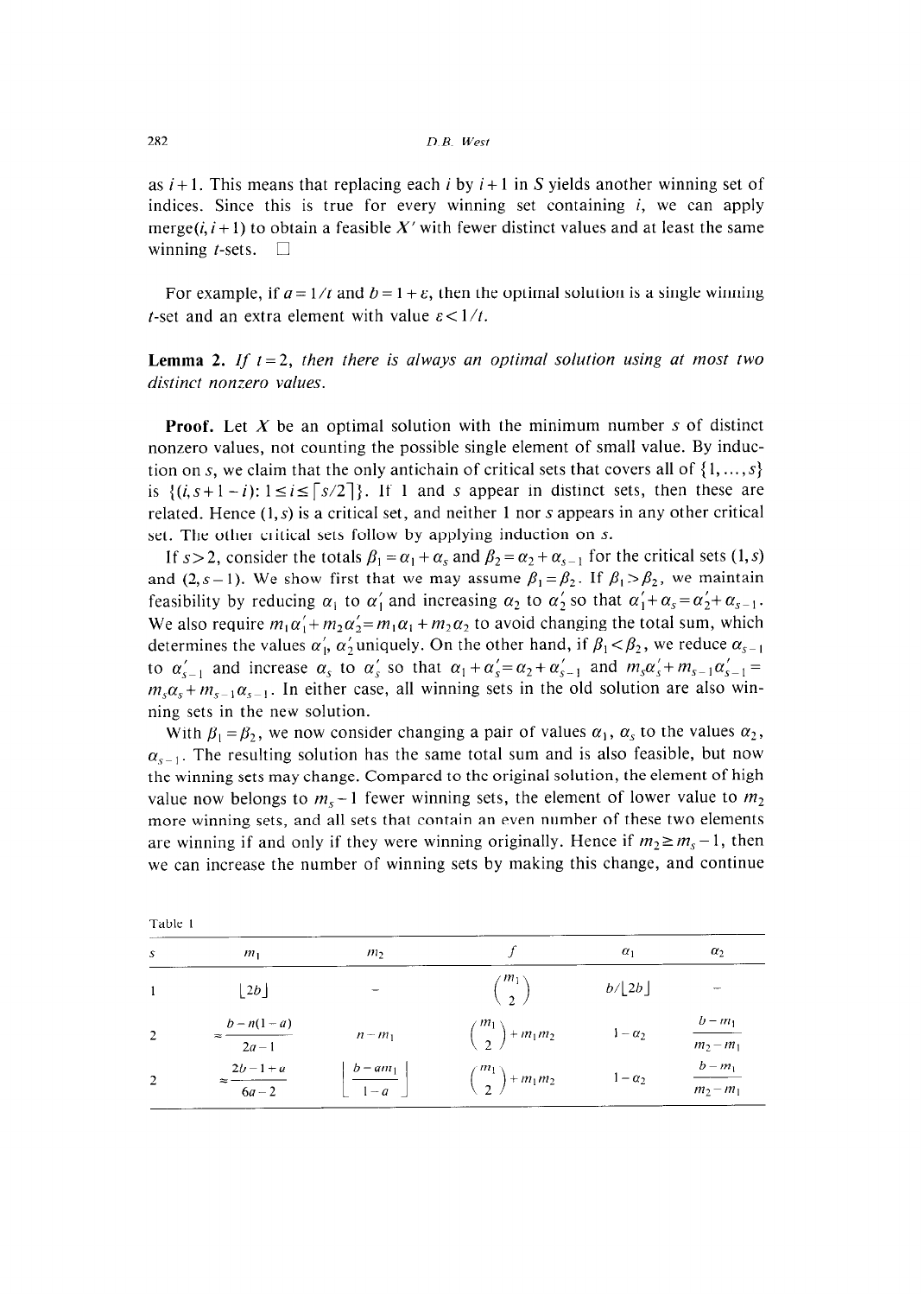as $i+1$. This means that replacing each $i$ by $i+1$ in $S$ yields another winning set of indices. Since this is true for every winning set containing $i$, we can apply merge$(i, i+1)$ to obtain a feasible $X'$ with fewer distinct values and at least the same winning $t$-sets. $\square$

For example, if $a = 1/t$ and $b = 1+\varepsilon$, then the optimal solution is a single winning $t$-set and an extra element with value $\varepsilon < 1/t$.

**Lemma 2.** *If $t=2$, then there is always an optimal solution using at most two distinct nonzero values.*

**Proof.** Let $X$ be an optimal solution with the minimum number $s$ of distinct nonzero values, not counting the possible single element of small value. By induction on $s$, we claim that the only antichain of critical sets that covers all of $\{1, \ldots, s\}$ is $\{(i, s+1-i): 1 \le i \le \lceil s/2 \rceil\}$. If 1 and $s$ appear in distinct sets, then these are related. Hence $(1, s)$ is a critical set, and neither 1 nor $s$ appears in any other critical set. The other critical sets follow by applying induction on $s$.

If $s > 2$, consider the totals $\beta_1 = \alpha_1 + \alpha_s$ and $\beta_2 = \alpha_2 + \alpha_{s-1}$ for the critical sets $(1, s)$ and $(2, s-1)$. We show first that we may assume $\beta_1 = \beta_2$. If $\beta_1 > \beta_2$, we maintain feasibility by reducing $\alpha_1$ to $\alpha_1'$ and increasing $\alpha_2$ to $\alpha_2'$ so that $\alpha_1' + \alpha_s = \alpha_2' + \alpha_{s-1}$. We also require $m_1\alpha_1' + m_2\alpha_2' = m_1\alpha_1 + m_2\alpha_2$ to avoid changing the total sum, which determines the values $\alpha_1'$, $\alpha_2'$ uniquely. On the other hand, if $\beta_1 < \beta_2$, we reduce $\alpha_{s-1}$ to $\alpha_{s-1}'$ and increase $\alpha_s$ to $\alpha_s'$ so that $\alpha_1 + \alpha_s' = \alpha_2 + \alpha_{s-1}'$ and $m_s\alpha_s' + m_{s-1}\alpha_{s-1}' = m_s\alpha_s + m_{s-1}\alpha_{s-1}$. In either case, all winning sets in the old solution are also winning sets in the new solution.

With $\beta_1 = \beta_2$, we now consider changing a pair of values $\alpha_1$, $\alpha_s$ to the values $\alpha_2$, $\alpha_{s-1}$. The resulting solution has the same total sum and is also feasible, but now the winning sets may change. Compared to the original solution, the element of high value now belongs to $m_s - 1$ fewer winning sets, the element of lower value to $m_2$ more winning sets, and all sets that contain an even number of these two elements are winning if and only if they were winning originally. Hence if $m_2 \ge m_s - 1$, then we can increase the number of winning sets by making this change, and continue

Table 1

| $s$ | $m_1$ | $m_2$ | $f$ | $\alpha_1$ | $\alpha_2$ |
|---|---|---|---|---|---|
| 1 | $\lfloor 2b \rfloor$ | – | $\binom{m_1}{2}$ | $b/\lfloor 2b \rfloor$ | – |
| 2 | $\approx \dfrac{b - n(1-a)}{2a-1}$ | $n - m_1$ | $\binom{m_1}{2} + m_1 m_2$ | $1 - \alpha_2$ | $\dfrac{b - m_1}{m_2 - m_1}$ |
| 2 | $\approx \dfrac{2b - 1 + a}{6a - 2}$ | $\left\lfloor \dfrac{b - a m_1}{1 - a} \right\rfloor$ | $\binom{m_1}{2} + m_1 m_2$ | $1 - \alpha_2$ | $\dfrac{b - m_1}{m_2 - m_1}$ |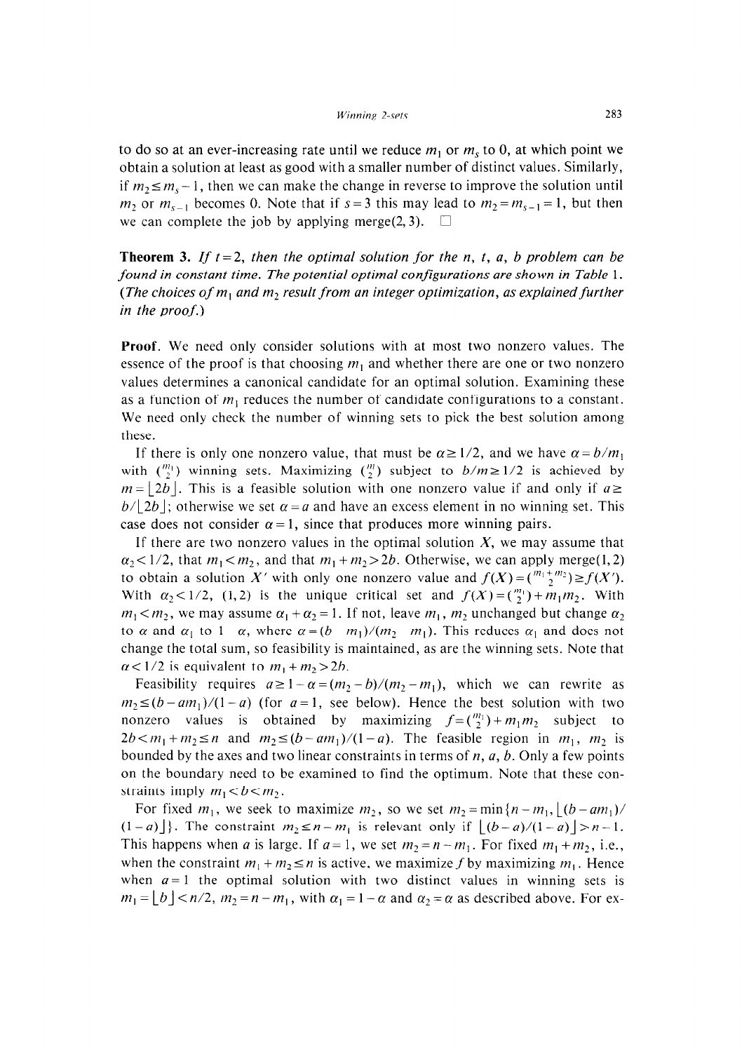to do so at an ever-increasing rate until we reduce $m_1$ or $m_s$ to 0, at which point we obtain a solution at least as good with a smaller number of distinct values. Similarly, if $m_2 \le m_s - 1$, then we can make the change in reverse to improve the solution until $m_2$ or $m_{s-1}$ becomes 0. Note that if $s=3$ this may lead to $m_2 = m_{s-1} = 1$, but then we can complete the job by applying merge(2, 3). $\square$

**Theorem 3.** *If $t=2$, then the optimal solution for the $n$, $t$, $a$, $b$ problem can be found in constant time. The potential optimal configurations are shown in Table 1. (The choices of $m_1$ and $m_2$ result from an integer optimization, as explained further in the proof.)*

**Proof.** We need only consider solutions with at most two nonzero values. The essence of the proof is that choosing $m_1$ and whether there are one or two nonzero values determines a canonical candidate for an optimal solution. Examining these as a function of $m_1$ reduces the number of candidate configurations to a constant. We need only check the number of winning sets to pick the best solution among these.

If there is only one nonzero value, that must be $\alpha \ge 1/2$, and we have $\alpha = b/m_1$ with $\binom{m_1}{2}$ winning sets. Maximizing $\binom{m}{2}$ subject to $b/m \ge 1/2$ is achieved by $m = \lfloor 2b \rfloor$. This is a feasible solution with one nonzero value if and only if $a \ge b/\lfloor 2b \rfloor$; otherwise we set $\alpha = a$ and have an excess element in no winning set. This case does not consider $\alpha = 1$, since that produces more winning pairs.

If there are two nonzero values in the optimal solution $X$, we may assume that $\alpha_2 < 1/2$, that $m_1 < m_2$, and that $m_1 + m_2 > 2b$. Otherwise, we can apply merge(1, 2) to obtain a solution $X'$ with only one nonzero value and $f(X) = \binom{m_1+m_2}{2} \ge f(X')$. With $\alpha_2 < 1/2$, $(1,2)$ is the unique critical set and $f(X) = \binom{m_1}{2} + m_1 m_2$. With $m_1 < m_2$, we may assume $\alpha_1 + \alpha_2 = 1$. If not, leave $m_1$, $m_2$ unchanged but change $\alpha_2$ to $\alpha$ and $\alpha_1$ to $1-\alpha$, where $\alpha = (b-m_1)/(m_2-m_1)$. This reduces $\alpha_1$ and does not change the total sum, so feasibility is maintained, as are the winning sets. Note that $\alpha < 1/2$ is equivalent to $m_1 + m_2 > 2b$.

Feasibility requires $a \ge 1 - \alpha = (m_2 - b)/(m_2 - m_1)$, which we can rewrite as $m_2 \le (b - am_1)/(1-a)$ (for $a=1$, see below). Hence the best solution with two nonzero values is obtained by maximizing $f = \binom{m_1}{2} + m_1 m_2$ subject to $2b < m_1 + m_2 \le n$ and $m_2 \le (b - am_1)/(1-a)$. The feasible region in $m_1$, $m_2$ is bounded by the axes and two linear constraints in terms of $n$, $a$, $b$. Only a few points on the boundary need to be examined to find the optimum. Note that these constraints imply $m_1 < b < m_2$.

For fixed $m_1$, we seek to maximize $m_2$, so we set $m_2 = \min\{n - m_1, \lfloor (b - am_1)/(1-a) \rfloor\}$. The constraint $m_2 \le n - m_1$ is relevant only if $\lfloor (b-a)/(1-a) \rfloor > n-1$. This happens when $a$ is large. If $a=1$, we set $m_2 = n - m_1$. For fixed $m_1 + m_2$, i.e., when the constraint $m_1 + m_2 \le n$ is active, we maximize $f$ by maximizing $m_1$. Hence when $a=1$ the optimal solution with two distinct values in winning sets is $m_1 = \lfloor b \rfloor < n/2$, $m_2 = n - m_1$, with $\alpha_1 = 1 - \alpha$ and $\alpha_2 = \alpha$ as described above. For ex-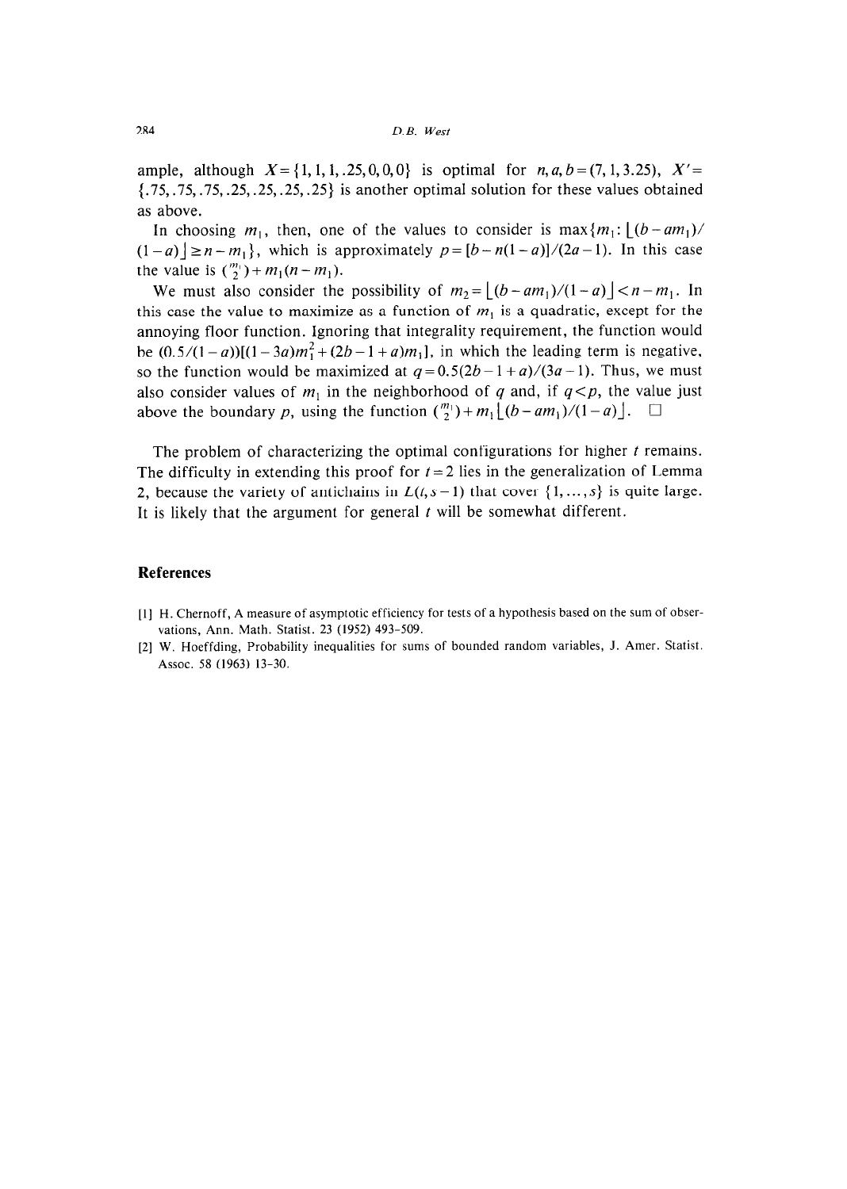ample, although $X = \{1, 1, 1, .25, 0, 0, 0\}$ is optimal for $n, a, b = (7, 1, 3.25)$, $X' = \{.75, .75, .75, .25, .25, .25, .25\}$ is another optimal solution for these values obtained as above.

In choosing $m_1$, then, one of the values to consider is $\max\{m_1 : \lfloor (b - am_1)/(1-a) \rfloor \geq n - m_1\}$, which is approximately $p = [b - n(1-a)]/(2a-1)$. In this case the value is $\binom{m_1}{2} + m_1(n - m_1)$.

We must also consider the possibility of $m_2 = \lfloor (b - am_1)/(1-a) \rfloor < n - m_1$. In this case the value to maximize as a function of $m_1$ is a quadratic, except for the annoying floor function. Ignoring that integrality requirement, the function would be $(0.5/(1-a))[(1-3a)m_1^2 + (2b - 1 + a)m_1]$, in which the leading term is negative, so the function would be maximized at $q = 0.5(2b - 1 + a)/(3a - 1)$. Thus, we must also consider values of $m_1$ in the neighborhood of $q$ and, if $q < p$, the value just above the boundary $p$, using the function $\binom{m_1}{2} + m_1 \lfloor (b - am_1)/(1-a) \rfloor$. □

The problem of characterizing the optimal configurations for higher $t$ remains. The difficulty in extending this proof for $t = 2$ lies in the generalization of Lemma 2, because the variety of antichains in $L(t, s-1)$ that cover $\{1, \ldots, s\}$ is quite large. It is likely that the argument for general $t$ will be somewhat different.

## References

[1] H. Chernoff, A measure of asymptotic efficiency for tests of a hypothesis based on the sum of observations, Ann. Math. Statist. 23 (1952) 493–509.

[2] W. Hoeffding, Probability inequalities for sums of bounded random variables, J. Amer. Statist. Assoc. 58 (1963) 13–30.